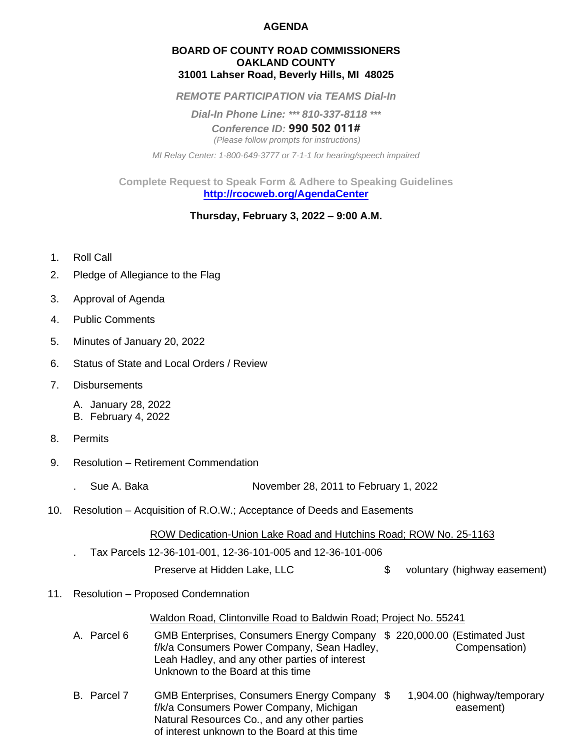# AGENDA

**BOARD OF COUNTY ROAD COMMISSIONERS**
**OAKLAND COUNTY**
**31001 Lahser Road, Beverly Hills, MI 48025**

***REMOTE PARTICIPATION via TEAMS Dial-In***

***Dial-In Phone Line: *** 810-337-8118 *****

***Conference ID:*** **990 502 011#**

*(Please follow prompts for instructions)*

*MI Relay Center: 1-800-649-3777 or 7-1-1 for hearing/speech impaired*

**Complete Request to Speak Form & Adhere to Speaking Guidelines**
**http://rcocweb.org/AgendaCenter**

**Thursday, February 3, 2022 – 9:00 A.M.**

1. Roll Call
2. Pledge of Allegiance to the Flag
3. Approval of Agenda
4. Public Comments
5. Minutes of January 20, 2022
6. Status of State and Local Orders / Review
7. Disbursements
   - A. January 28, 2022
   - B. February 4, 2022
8. Permits
9. Resolution – Retirement Commendation
   - . Sue A. Baka — November 28, 2011 to February 1, 2022
10. Resolution – Acquisition of R.O.W.; Acceptance of Deeds and Easements

    ROW Dedication-Union Lake Road and Hutchins Road; ROW No. 25-1163

    - . Tax Parcels 12-36-101-001, 12-36-101-005 and 12-36-101-006

      Preserve at Hidden Lake, LLC — $ voluntary (highway easement)

11. Resolution – Proposed Condemnation

    Waldon Road, Clintonville Road to Baldwin Road; Project No. 55241

| | | | |
|---|---|---|---|
| A. Parcel 6 | GMB Enterprises, Consumers Energy Company f/k/a Consumers Power Company, Sean Hadley, Leah Hadley, and any other parties of interest Unknown to the Board at this time | $ 220,000.00 | (Estimated Just Compensation) |
| B. Parcel 7 | GMB Enterprises, Consumers Energy Company f/k/a Consumers Power Company, Michigan Natural Resources Co., and any other parties of interest unknown to the Board at this time | $ 1,904.00 | (highway/temporary easement) |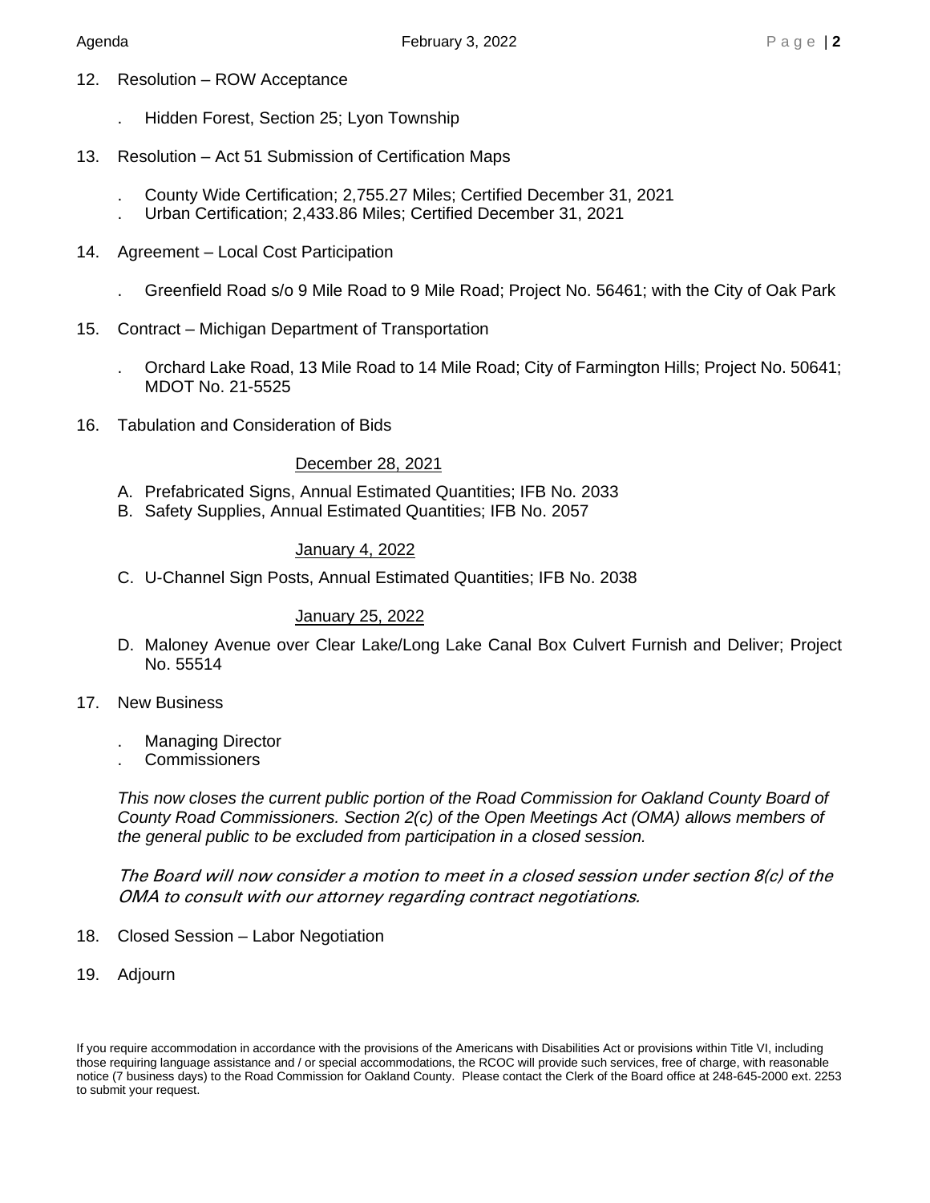12. Resolution – ROW Acceptance

    . Hidden Forest, Section 25; Lyon Township

13. Resolution – Act 51 Submission of Certification Maps

    . County Wide Certification; 2,755.27 Miles; Certified December 31, 2021
    . Urban Certification; 2,433.86 Miles; Certified December 31, 2021

14. Agreement – Local Cost Participation

    . Greenfield Road s/o 9 Mile Road to 9 Mile Road; Project No. 56461; with the City of Oak Park

15. Contract – Michigan Department of Transportation

    . Orchard Lake Road, 13 Mile Road to 14 Mile Road; City of Farmington Hills; Project No. 50641; MDOT No. 21-5525

16. Tabulation and Consideration of Bids

    <u>December 28, 2021</u>

    A. Prefabricated Signs, Annual Estimated Quantities; IFB No. 2033
    B. Safety Supplies, Annual Estimated Quantities; IFB No. 2057

    <u>January 4, 2022</u>

    C. U-Channel Sign Posts, Annual Estimated Quantities; IFB No. 2038

    <u>January 25, 2022</u>

    D. Maloney Avenue over Clear Lake/Long Lake Canal Box Culvert Furnish and Deliver; Project No. 55514

17. New Business

    . Managing Director
    . Commissioners

*This now closes the current public portion of the Road Commission for Oakland County Board of County Road Commissioners. Section 2(c) of the Open Meetings Act (OMA) allows members of the general public to be excluded from participation in a closed session.*

*The Board will now consider a motion to meet in a closed session under section 8(c) of the OMA to consult with our attorney regarding contract negotiations.*

18. Closed Session – Labor Negotiation

19. Adjourn

If you require accommodation in accordance with the provisions of the Americans with Disabilities Act or provisions within Title VI, including those requiring language assistance and / or special accommodations, the RCOC will provide such services, free of charge, with reasonable notice (7 business days) to the Road Commission for Oakland County. Please contact the Clerk of the Board office at 248-645-2000 ext. 2253 to submit your request.